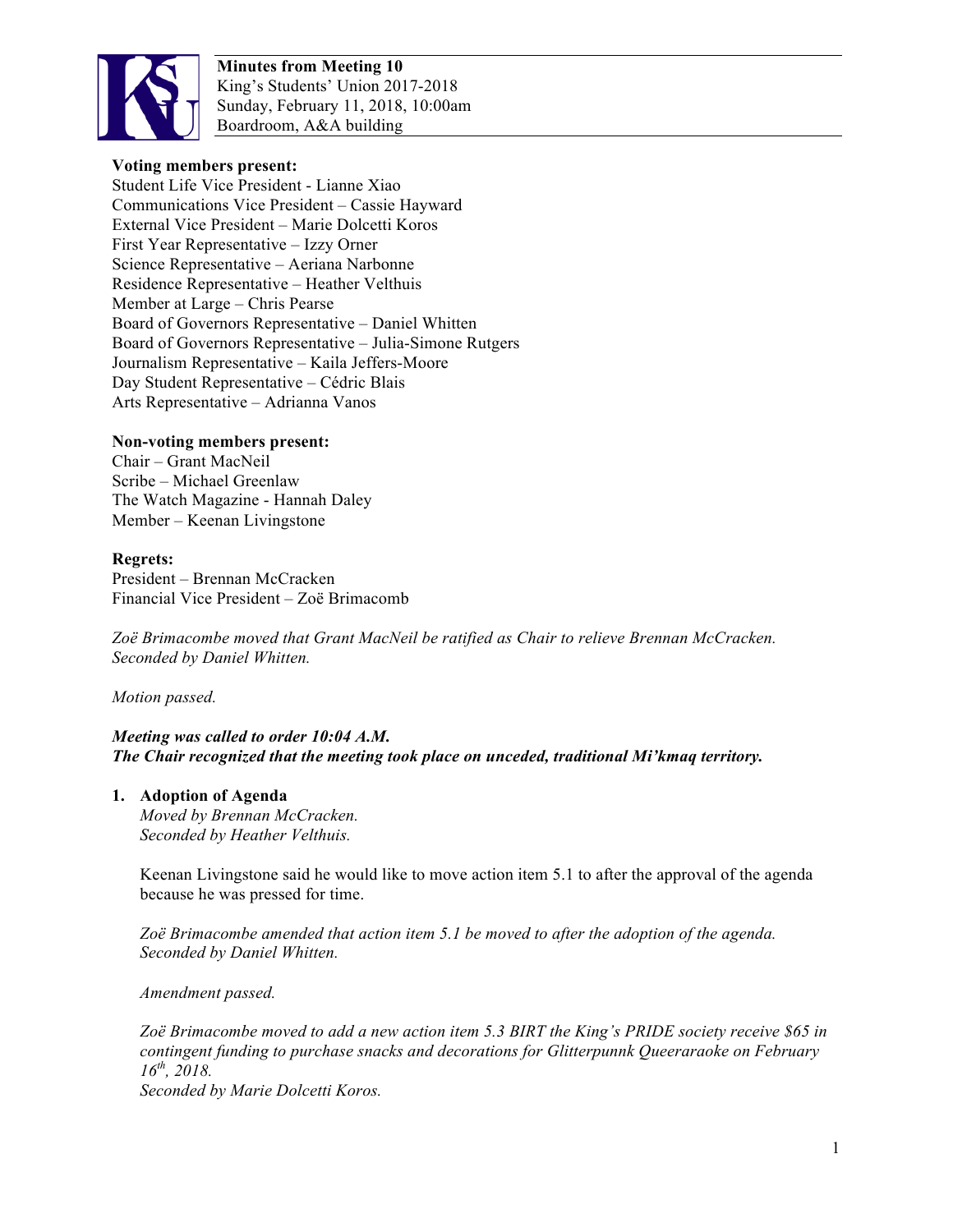**Minutes from Meeting 10**
King's Students' Union 2017-2018
Sunday, February 11, 2018, 10:00am
Boardroom, A&A building

**Voting members present:**
Student Life Vice President - Lianne Xiao
Communications Vice President – Cassie Hayward
External Vice President – Marie Dolcetti Koros
First Year Representative – Izzy Orner
Science Representative – Aeriana Narbonne
Residence Representative – Heather Velthuis
Member at Large – Chris Pearse
Board of Governors Representative – Daniel Whitten
Board of Governors Representative – Julia-Simone Rutgers
Journalism Representative – Kaila Jeffers-Moore
Day Student Representative – Cédric Blais
Arts Representative – Adrianna Vanos

**Non-voting members present:**
Chair – Grant MacNeil
Scribe – Michael Greenlaw
The Watch Magazine - Hannah Daley
Member – Keenan Livingstone

**Regrets:**
President – Brennan McCracken
Financial Vice President – Zoë Brimacomb

*Zoë Brimacombe moved that Grant MacNeil be ratified as Chair to relieve Brennan McCracken. Seconded by Daniel Whitten.*

*Motion passed.*

***Meeting was called to order 10:04 A.M.***
***The Chair recognized that the meeting took place on unceded, traditional Mi'kmaq territory.***

1. **Adoption of Agenda**
   *Moved by Brennan McCracken.*
   *Seconded by Heather Velthuis.*

   Keenan Livingstone said he would like to move action item 5.1 to after the approval of the agenda because he was pressed for time.

   *Zoë Brimacombe amended that action item 5.1 be moved to after the adoption of the agenda. Seconded by Daniel Whitten.*

   *Amendment passed.*

   *Zoë Brimacombe moved to add a new action item 5.3 BIRT the King's PRIDE society receive $65 in contingent funding to purchase snacks and decorations for Glitterpunnk Queeraraoke on February 16th, 2018.*
   *Seconded by Marie Dolcetti Koros.*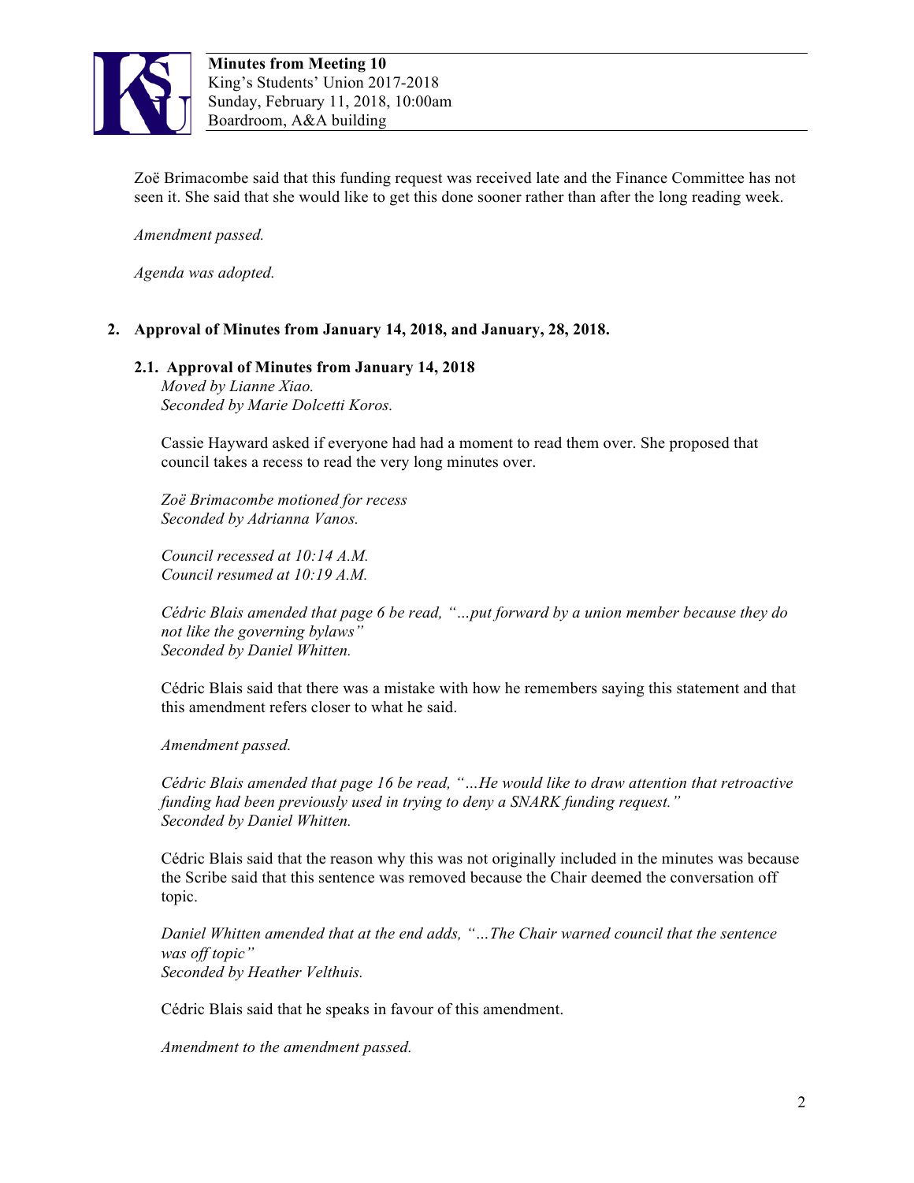Zoë Brimacombe said that this funding request was received late and the Finance Committee has not seen it. She said that she would like to get this done sooner rather than after the long reading week.

*Amendment passed.*

*Agenda was adopted.*

## 2. Approval of Minutes from January 14, 2018, and January, 28, 2018.

### 2.1. Approval of Minutes from January 14, 2018

*Moved by Lianne Xiao.*
*Seconded by Marie Dolcetti Koros.*

Cassie Hayward asked if everyone had had a moment to read them over. She proposed that council takes a recess to read the very long minutes over.

*Zoë Brimacombe motioned for recess*
*Seconded by Adrianna Vanos.*

*Council recessed at 10:14 A.M.*
*Council resumed at 10:19 A.M.*

*Cédric Blais amended that page 6 be read, "…put forward by a union member because they do not like the governing bylaws"*
*Seconded by Daniel Whitten.*

Cédric Blais said that there was a mistake with how he remembers saying this statement and that this amendment refers closer to what he said.

*Amendment passed.*

*Cédric Blais amended that page 16 be read, "…He would like to draw attention that retroactive funding had been previously used in trying to deny a SNARK funding request."*
*Seconded by Daniel Whitten.*

Cédric Blais said that the reason why this was not originally included in the minutes was because the Scribe said that this sentence was removed because the Chair deemed the conversation off topic.

*Daniel Whitten amended that at the end adds, "…The Chair warned council that the sentence was off topic"*
*Seconded by Heather Velthuis.*

Cédric Blais said that he speaks in favour of this amendment.

*Amendment to the amendment passed.*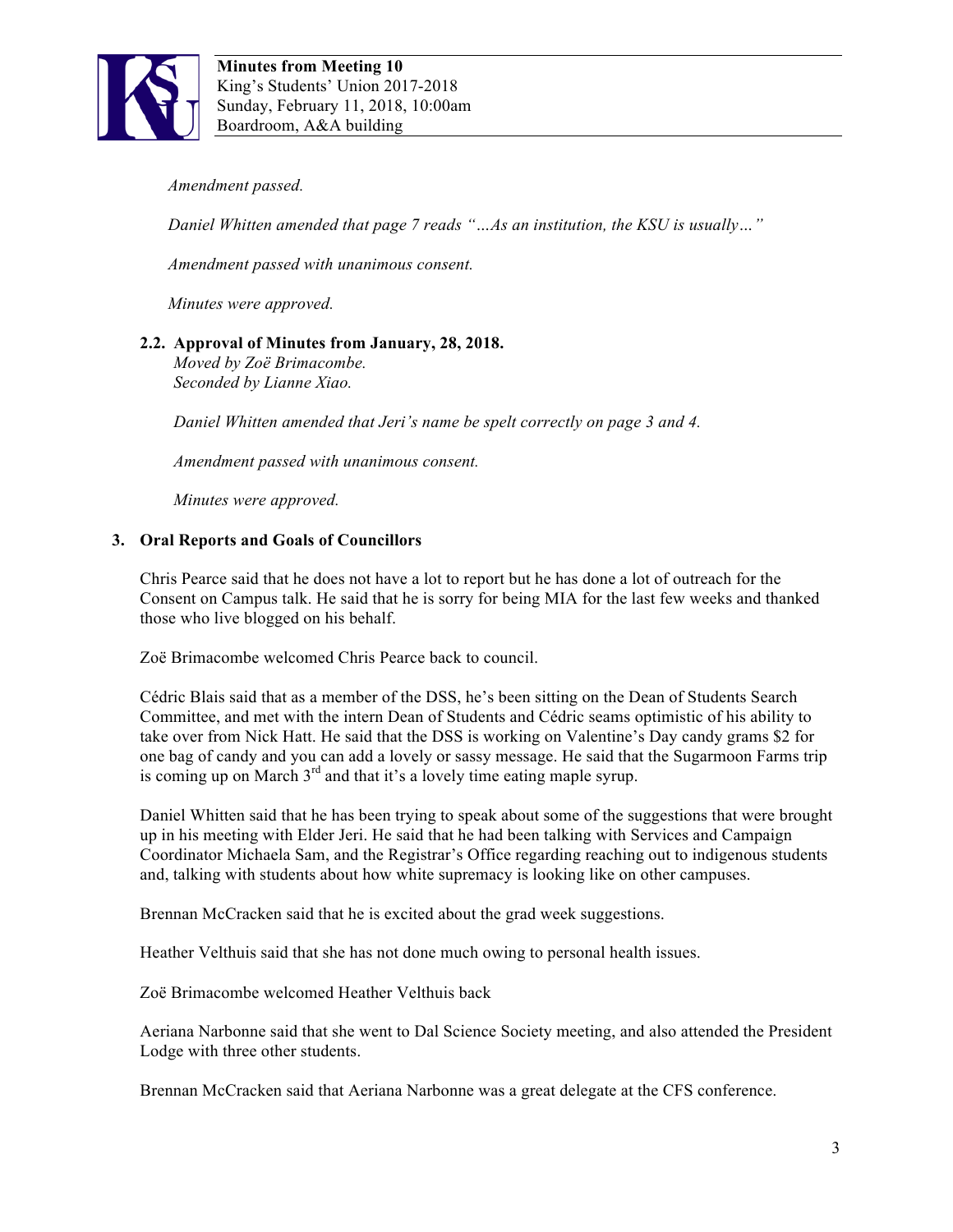*Amendment passed.*

*Daniel Whitten amended that page 7 reads "…As an institution, the KSU is usually…"*

*Amendment passed with unanimous consent.*

*Minutes were approved.*

**2.2. Approval of Minutes from January, 28, 2018.**
*Moved by Zoë Brimacombe.*
*Seconded by Lianne Xiao.*

*Daniel Whitten amended that Jeri's name be spelt correctly on page 3 and 4.*

*Amendment passed with unanimous consent.*

*Minutes were approved.*

## 3. Oral Reports and Goals of Councillors

Chris Pearce said that he does not have a lot to report but he has done a lot of outreach for the Consent on Campus talk. He said that he is sorry for being MIA for the last few weeks and thanked those who live blogged on his behalf.

Zoë Brimacombe welcomed Chris Pearce back to council.

Cédric Blais said that as a member of the DSS, he's been sitting on the Dean of Students Search Committee, and met with the intern Dean of Students and Cédric seams optimistic of his ability to take over from Nick Hatt. He said that the DSS is working on Valentine's Day candy grams $2 for one bag of candy and you can add a lovely or sassy message. He said that the Sugarmoon Farms trip is coming up on March 3rd and that it's a lovely time eating maple syrup.

Daniel Whitten said that he has been trying to speak about some of the suggestions that were brought up in his meeting with Elder Jeri. He said that he had been talking with Services and Campaign Coordinator Michaela Sam, and the Registrar's Office regarding reaching out to indigenous students and, talking with students about how white supremacy is looking like on other campuses.

Brennan McCracken said that he is excited about the grad week suggestions.

Heather Velthuis said that she has not done much owing to personal health issues.

Zoë Brimacombe welcomed Heather Velthuis back

Aeriana Narbonne said that she went to Dal Science Society meeting, and also attended the President Lodge with three other students.

Brennan McCracken said that Aeriana Narbonne was a great delegate at the CFS conference.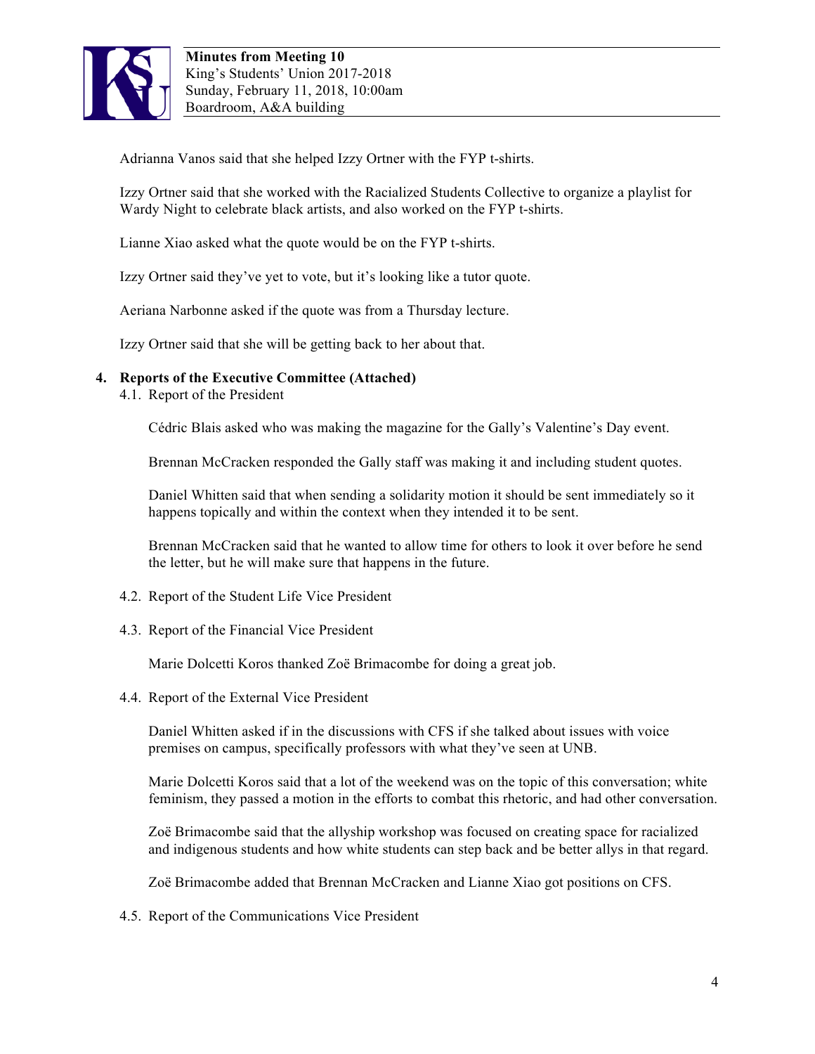Adrianna Vanos said that she helped Izzy Ortner with the FYP t-shirts.

Izzy Ortner said that she worked with the Racialized Students Collective to organize a playlist for Wardy Night to celebrate black artists, and also worked on the FYP t-shirts.

Lianne Xiao asked what the quote would be on the FYP t-shirts.

Izzy Ortner said they've yet to vote, but it's looking like a tutor quote.

Aeriana Narbonne asked if the quote was from a Thursday lecture.

Izzy Ortner said that she will be getting back to her about that.

**4. Reports of the Executive Committee (Attached)**

4.1. Report of the President

Cédric Blais asked who was making the magazine for the Gally's Valentine's Day event.

Brennan McCracken responded the Gally staff was making it and including student quotes.

Daniel Whitten said that when sending a solidarity motion it should be sent immediately so it happens topically and within the context when they intended it to be sent.

Brennan McCracken said that he wanted to allow time for others to look it over before he send the letter, but he will make sure that happens in the future.

4.2. Report of the Student Life Vice President

4.3. Report of the Financial Vice President

Marie Dolcetti Koros thanked Zoë Brimacombe for doing a great job.

4.4. Report of the External Vice President

Daniel Whitten asked if in the discussions with CFS if she talked about issues with voice premises on campus, specifically professors with what they've seen at UNB.

Marie Dolcetti Koros said that a lot of the weekend was on the topic of this conversation; white feminism, they passed a motion in the efforts to combat this rhetoric, and had other conversation.

Zoë Brimacombe said that the allyship workshop was focused on creating space for racialized and indigenous students and how white students can step back and be better allys in that regard.

Zoë Brimacombe added that Brennan McCracken and Lianne Xiao got positions on CFS.

4.5. Report of the Communications Vice President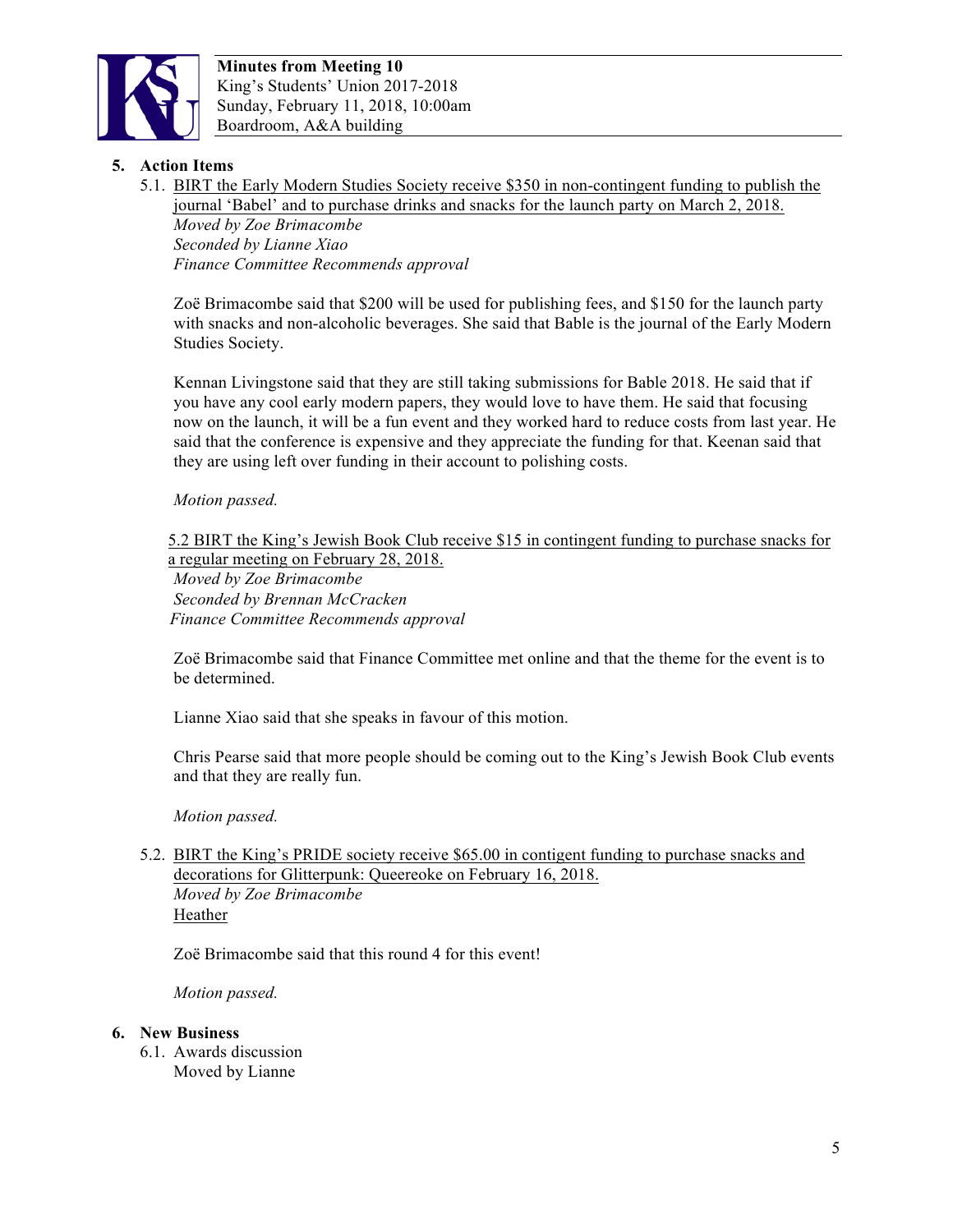## 5. Action Items

5.1. <u>BIRT the Early Modern Studies Society receive $350 in non-contingent funding to publish the journal 'Babel' and to purchase drinks and snacks for the launch party on March 2, 2018.</u>
*Moved by Zoe Brimacombe*
*Seconded by Lianne Xiao*
*Finance Committee Recommends approval*

Zoë Brimacombe said that $200 will be used for publishing fees, and $150 for the launch party with snacks and non-alcoholic beverages. She said that Bable is the journal of the Early Modern Studies Society.

Kennan Livingstone said that they are still taking submissions for Bable 2018. He said that if you have any cool early modern papers, they would love to have them. He said that focusing now on the launch, it will be a fun event and they worked hard to reduce costs from last year. He said that the conference is expensive and they appreciate the funding for that. Keenan said that they are using left over funding in their account to polishing costs.

*Motion passed.*

5.2 <u>BIRT the King's Jewish Book Club receive $15 in contingent funding to purchase snacks for a regular meeting on February 28, 2018.</u>
*Moved by Zoe Brimacombe*
*Seconded by Brennan McCracken*
*Finance Committee Recommends approval*

Zoë Brimacombe said that Finance Committee met online and that the theme for the event is to be determined.

Lianne Xiao said that she speaks in favour of this motion.

Chris Pearse said that more people should be coming out to the King's Jewish Book Club events and that they are really fun.

*Motion passed.*

5.2. <u>BIRT the King's PRIDE society receive $65.00 in contigent funding to purchase snacks and decorations for Glitterpunk: Queereoke on February 16, 2018.</u>
*Moved by Zoe Brimacombe*
<u>Heather</u>

Zoë Brimacombe said that this round 4 for this event!

*Motion passed.*

## 6. New Business

6.1. Awards discussion
Moved by Lianne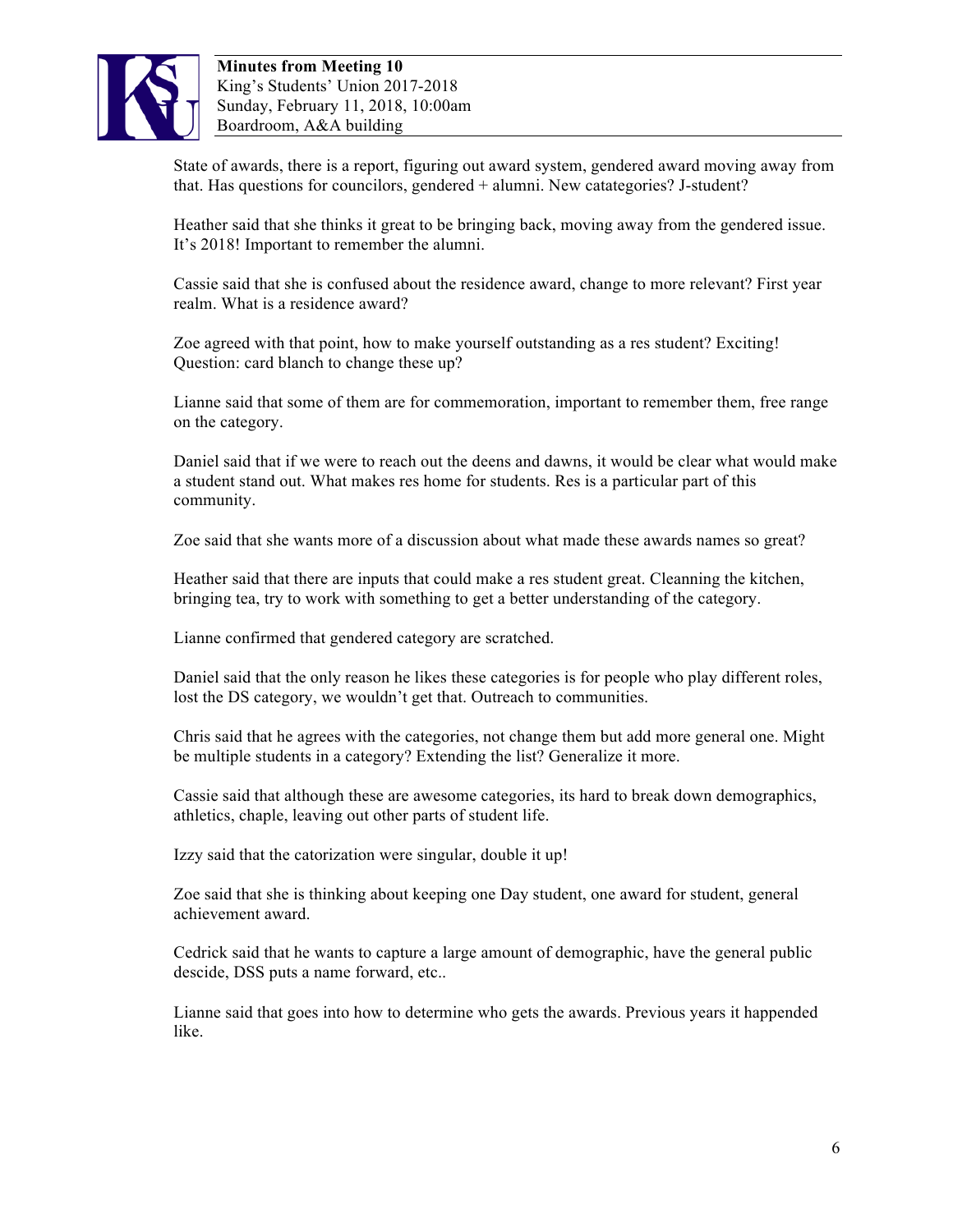State of awards, there is a report, figuring out award system, gendered award moving away from that. Has questions for councilors, gendered + alumni. New catategories? J-student?

Heather said that she thinks it great to be bringing back, moving away from the gendered issue. It's 2018! Important to remember the alumni.

Cassie said that she is confused about the residence award, change to more relevant? First year realm. What is a residence award?

Zoe agreed with that point, how to make yourself outstanding as a res student? Exciting! Question: card blanch to change these up?

Lianne said that some of them are for commemoration, important to remember them, free range on the category.

Daniel said that if we were to reach out the deens and dawns, it would be clear what would make a student stand out. What makes res home for students. Res is a particular part of this community.

Zoe said that she wants more of a discussion about what made these awards names so great?

Heather said that there are inputs that could make a res student great. Cleanning the kitchen, bringing tea, try to work with something to get a better understanding of the category.

Lianne confirmed that gendered category are scratched.

Daniel said that the only reason he likes these categories is for people who play different roles, lost the DS category, we wouldn't get that. Outreach to communities.

Chris said that he agrees with the categories, not change them but add more general one. Might be multiple students in a category? Extending the list? Generalize it more.

Cassie said that although these are awesome categories, its hard to break down demographics, athletics, chaple, leaving out other parts of student life.

Izzy said that the catorization were singular, double it up!

Zoe said that she is thinking about keeping one Day student, one award for student, general achievement award.

Cedrick said that he wants to capture a large amount of demographic, have the general public descide, DSS puts a name forward, etc..

Lianne said that goes into how to determine who gets the awards. Previous years it happended like.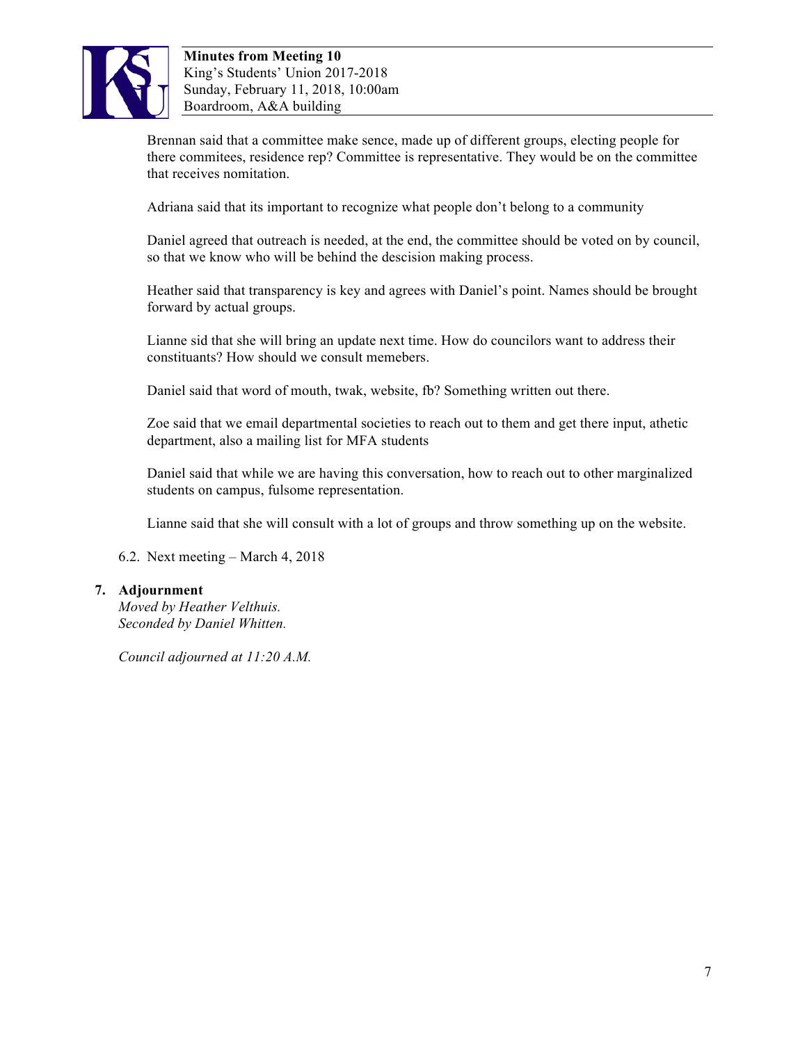Brennan said that a committee make sence, made up of different groups, electing people for there commitees, residence rep? Committee is representative. They would be on the committee that receives nomitation.

Adriana said that its important to recognize what people don't belong to a community

Daniel agreed that outreach is needed, at the end, the committee should be voted on by council, so that we know who will be behind the descision making process.

Heather said that transparency is key and agrees with Daniel's point. Names should be brought forward by actual groups.

Lianne sid that she will bring an update next time. How do councilors want to address their constituants? How should we consult memebers.

Daniel said that word of mouth, twak, website, fb? Something written out there.

Zoe said that we email departmental societies to reach out to them and get there input, athetic department, also a mailing list for MFA students

Daniel said that while we are having this conversation, how to reach out to other marginalized students on campus, fulsome representation.

Lianne said that she will consult with a lot of groups and throw something up on the website.

6.2. Next meeting – March 4, 2018

**7. Adjournment**

*Moved by Heather Velthuis.*
*Seconded by Daniel Whitten.*

*Council adjourned at 11:20 A.M.*